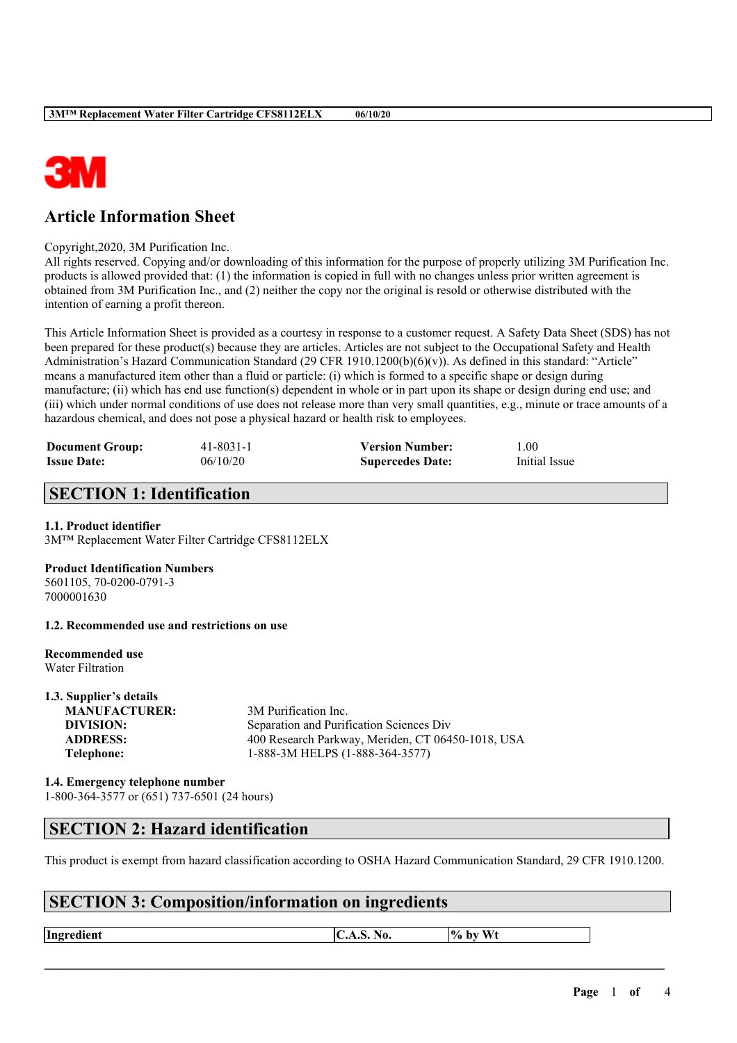# Article Information Sheet

Copyright,2020, 3M Purification Inc.
All rights reserved. Copying and/or downloading of this information for the purpose of properly utilizing 3M Purification Inc. products is allowed provided that: (1) the information is copied in full with no changes unless prior written agreement is obtained from 3M Purification Inc., and (2) neither the copy nor the original is resold or otherwise distributed with the intention of earning a profit thereon.

This Article Information Sheet is provided as a courtesy in response to a customer request. A Safety Data Sheet (SDS) has not been prepared for these product(s) because they are articles. Articles are not subject to the Occupational Safety and Health Administration's Hazard Communication Standard (29 CFR 1910.1200(b)(6)(v)). As defined in this standard: "Article" means a manufactured item other than a fluid or particle: (i) which is formed to a specific shape or design during manufacture; (ii) which has end use function(s) dependent in whole or in part upon its shape or design during end use; and (iii) which under normal conditions of use does not release more than very small quantities, e.g., minute or trace amounts of a hazardous chemical, and does not pose a physical hazard or health risk to employees.

| | | | |
|---|---|---|---|
| **Document Group:** | 41-8031-1 | **Version Number:** | 1.00 |
| **Issue Date:** | 06/10/20 | **Supercedes Date:** | Initial Issue |

## SECTION 1: Identification

### 1.1. Product identifier

3M™ Replacement Water Filter Cartridge CFS8112ELX

**Product Identification Numbers**
5601105, 70-0200-0791-3
7000001630

### 1.2. Recommended use and restrictions on use

**Recommended use**
Water Filtration

### 1.3. Supplier's details

| | |
|---|---|
| **MANUFACTURER:** | 3M Purification Inc. |
| **DIVISION:** | Separation and Purification Sciences Div |
| **ADDRESS:** | 400 Research Parkway, Meriden, CT 06450-1018, USA |
| **Telephone:** | 1-888-3M HELPS (1-888-364-3577) |

### 1.4. Emergency telephone number

1-800-364-3577 or (651) 737-6501 (24 hours)

## SECTION 2: Hazard identification

This product is exempt from hazard classification according to OSHA Hazard Communication Standard, 29 CFR 1910.1200.

## SECTION 3: Composition/information on ingredients

| Ingredient | C.A.S. No. | % by Wt |
|---|---|---|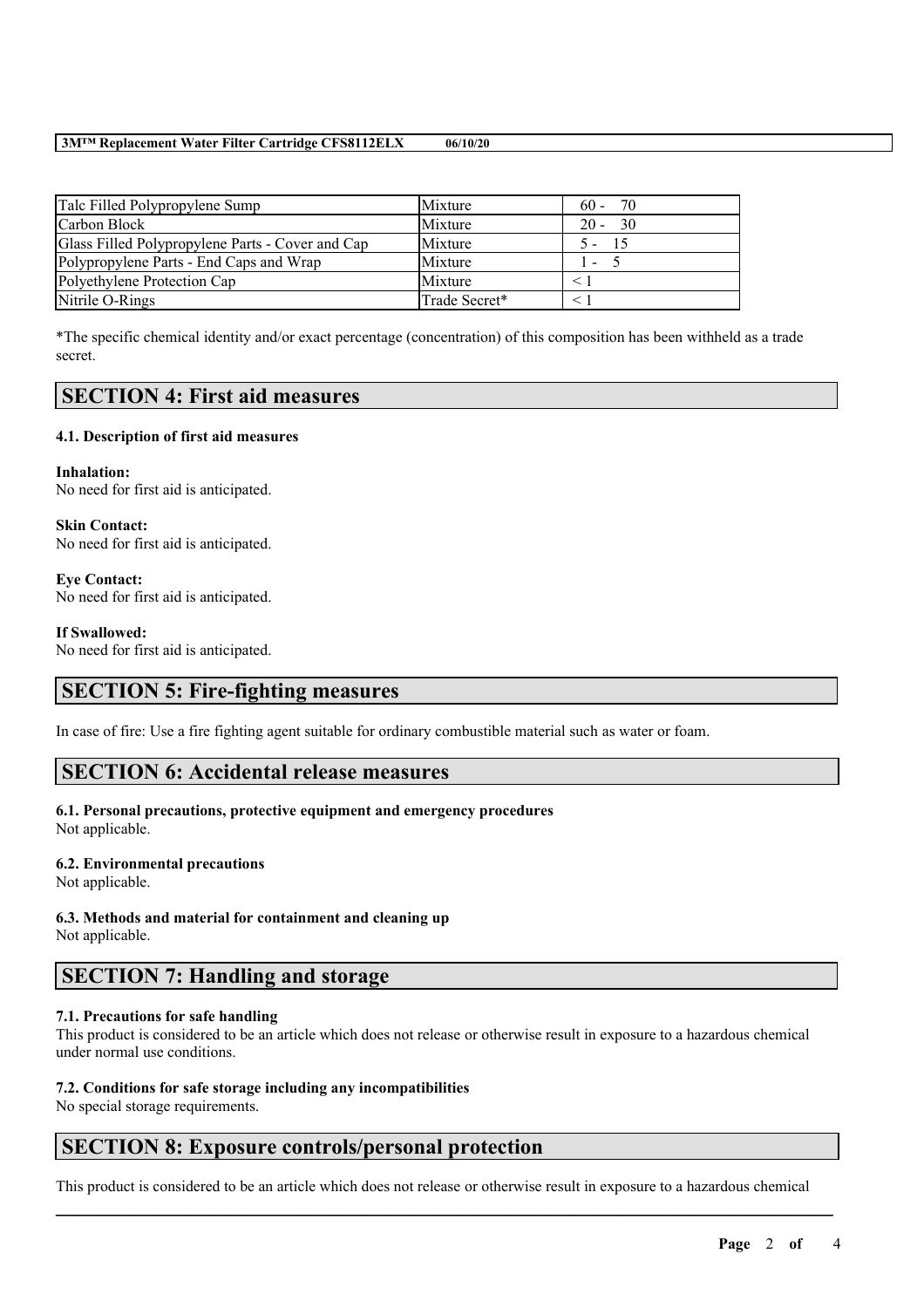| Talc Filled Polypropylene Sump | Mixture | 60 - 70 |
| --- | --- | --- |
| Carbon Block | Mixture | 20 - 30 |
| Glass Filled Polypropylene Parts - Cover and Cap | Mixture | 5 - 15 |
| Polypropylene Parts - End Caps and Wrap | Mixture | 1 - 5 |
| Polyethylene Protection Cap | Mixture | < 1 |
| Nitrile O-Rings | Trade Secret* | < 1 |

*The specific chemical identity and/or exact percentage (concentration) of this composition has been withheld as a trade secret.

## SECTION 4: First aid measures

### 4.1. Description of first aid measures

**Inhalation:**
No need for first aid is anticipated.

**Skin Contact:**
No need for first aid is anticipated.

**Eye Contact:**
No need for first aid is anticipated.

**If Swallowed:**
No need for first aid is anticipated.

## SECTION 5: Fire-fighting measures

In case of fire: Use a fire fighting agent suitable for ordinary combustible material such as water or foam.

## SECTION 6: Accidental release measures

### 6.1. Personal precautions, protective equipment and emergency procedures
Not applicable.

### 6.2. Environmental precautions
Not applicable.

### 6.3. Methods and material for containment and cleaning up
Not applicable.

## SECTION 7: Handling and storage

### 7.1. Precautions for safe handling
This product is considered to be an article which does not release or otherwise result in exposure to a hazardous chemical under normal use conditions.

### 7.2. Conditions for safe storage including any incompatibilities
No special storage requirements.

## SECTION 8: Exposure controls/personal protection

This product is considered to be an article which does not release or otherwise result in exposure to a hazardous chemical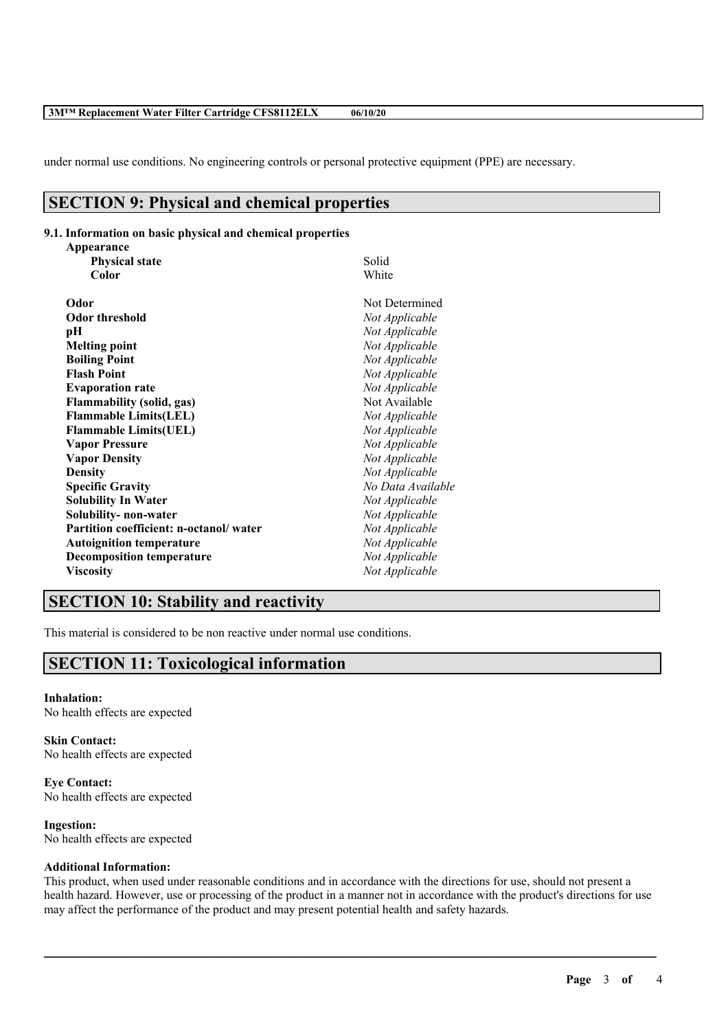under normal use conditions. No engineering controls or personal protective equipment (PPE) are necessary.

## SECTION 9: Physical and chemical properties

### 9.1. Information on basic physical and chemical properties

| Property | Value |
|---|---|
| **Appearance** | |
| **Physical state** | Solid |
| **Color** | White |
| **Odor** | Not Determined |
| **Odor threshold** | *Not Applicable* |
| **pH** | *Not Applicable* |
| **Melting point** | *Not Applicable* |
| **Boiling Point** | *Not Applicable* |
| **Flash Point** | *Not Applicable* |
| **Evaporation rate** | *Not Applicable* |
| **Flammability (solid, gas)** | Not Available |
| **Flammable Limits(LEL)** | *Not Applicable* |
| **Flammable Limits(UEL)** | *Not Applicable* |
| **Vapor Pressure** | *Not Applicable* |
| **Vapor Density** | *Not Applicable* |
| **Density** | *Not Applicable* |
| **Specific Gravity** | *No Data Available* |
| **Solubility In Water** | *Not Applicable* |
| **Solubility- non-water** | *Not Applicable* |
| **Partition coefficient: n-octanol/ water** | *Not Applicable* |
| **Autoignition temperature** | *Not Applicable* |
| **Decomposition temperature** | *Not Applicable* |
| **Viscosity** | *Not Applicable* |

## SECTION 10: Stability and reactivity

This material is considered to be non reactive under normal use conditions.

## SECTION 11: Toxicological information

**Inhalation:**
No health effects are expected

**Skin Contact:**
No health effects are expected

**Eye Contact:**
No health effects are expected

**Ingestion:**
No health effects are expected

**Additional Information:**
This product, when used under reasonable conditions and in accordance with the directions for use, should not present a health hazard. However, use or processing of the product in a manner not in accordance with the product's directions for use may affect the performance of the product and may present potential health and safety hazards.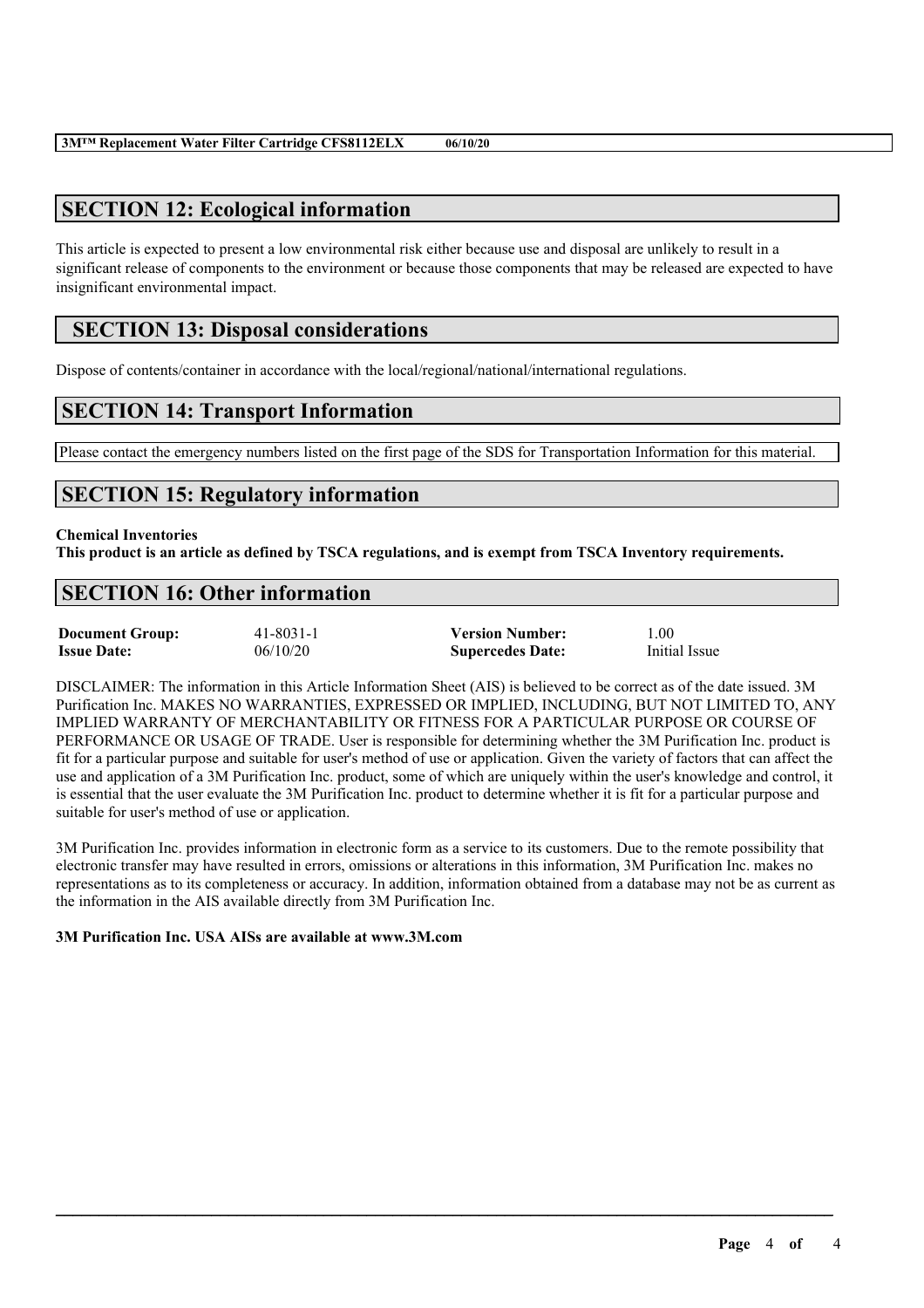## SECTION 12: Ecological information

This article is expected to present a low environmental risk either because use and disposal are unlikely to result in a significant release of components to the environment or because those components that may be released are expected to have insignificant environmental impact.

## SECTION 13: Disposal considerations

Dispose of contents/container in accordance with the local/regional/national/international regulations.

## SECTION 14: Transport Information

Please contact the emergency numbers listed on the first page of the SDS for Transportation Information for this material.

## SECTION 15: Regulatory information

**Chemical Inventories**
**This product is an article as defined by TSCA regulations, and is exempt from TSCA Inventory requirements.**

## SECTION 16: Other information

| | | | |
|---|---|---|---|
| **Document Group:** | 41-8031-1 | **Version Number:** | 1.00 |
| **Issue Date:** | 06/10/20 | **Supercedes Date:** | Initial Issue |

DISCLAIMER: The information in this Article Information Sheet (AIS) is believed to be correct as of the date issued. 3M Purification Inc. MAKES NO WARRANTIES, EXPRESSED OR IMPLIED, INCLUDING, BUT NOT LIMITED TO, ANY IMPLIED WARRANTY OF MERCHANTABILITY OR FITNESS FOR A PARTICULAR PURPOSE OR COURSE OF PERFORMANCE OR USAGE OF TRADE. User is responsible for determining whether the 3M Purification Inc. product is fit for a particular purpose and suitable for user's method of use or application. Given the variety of factors that can affect the use and application of a 3M Purification Inc. product, some of which are uniquely within the user's knowledge and control, it is essential that the user evaluate the 3M Purification Inc. product to determine whether it is fit for a particular purpose and suitable for user's method of use or application.

3M Purification Inc. provides information in electronic form as a service to its customers. Due to the remote possibility that electronic transfer may have resulted in errors, omissions or alterations in this information, 3M Purification Inc. makes no representations as to its completeness or accuracy. In addition, information obtained from a database may not be as current as the information in the AIS available directly from 3M Purification Inc.

**3M Purification Inc. USA AISs are available at www.3M.com**